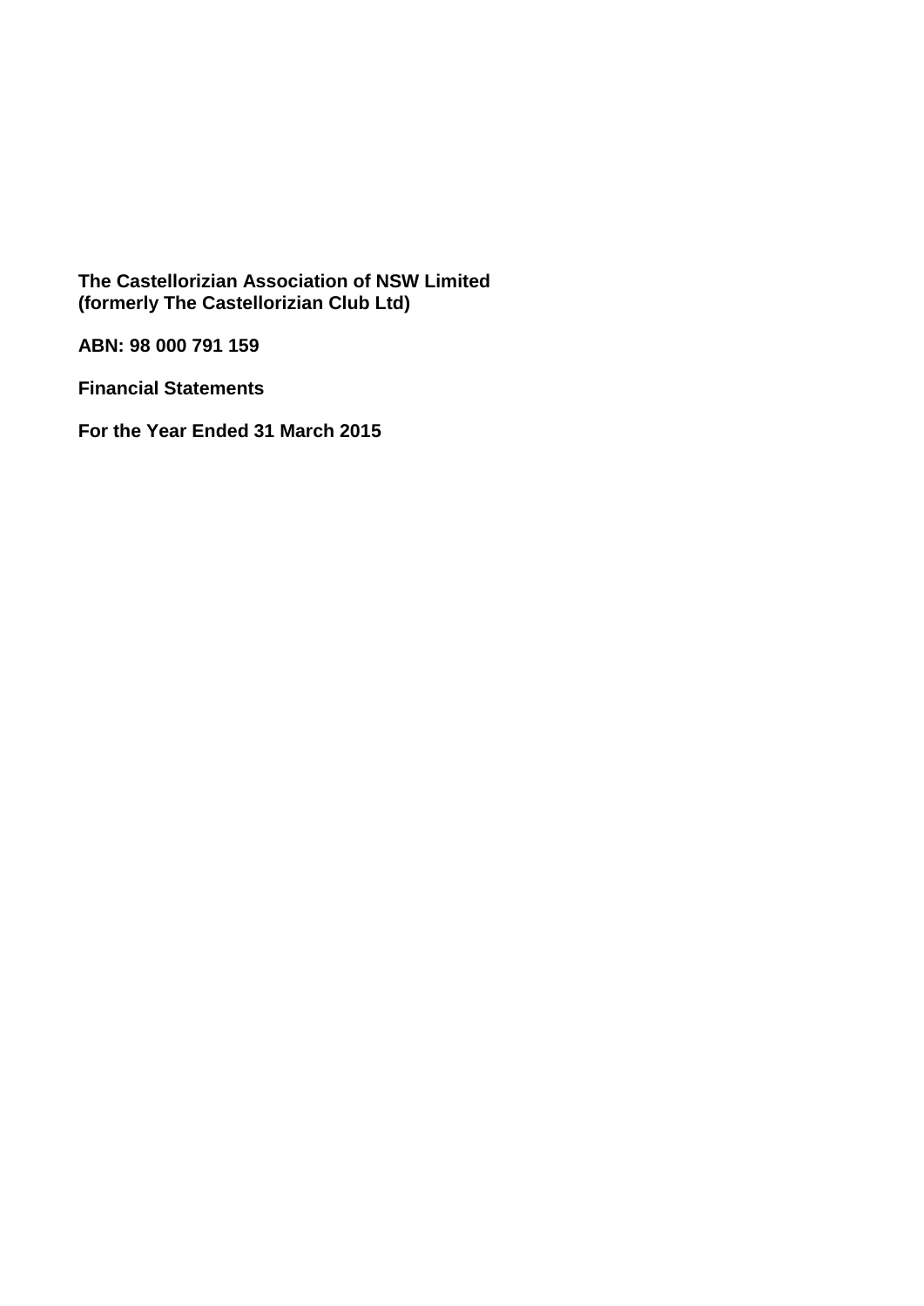**The Castellorizian Association of NSW Limited**
**(formerly The Castellorizian Club Ltd)**

**ABN: 98 000 791 159**

**Financial Statements**

**For the Year Ended 31 March 2015**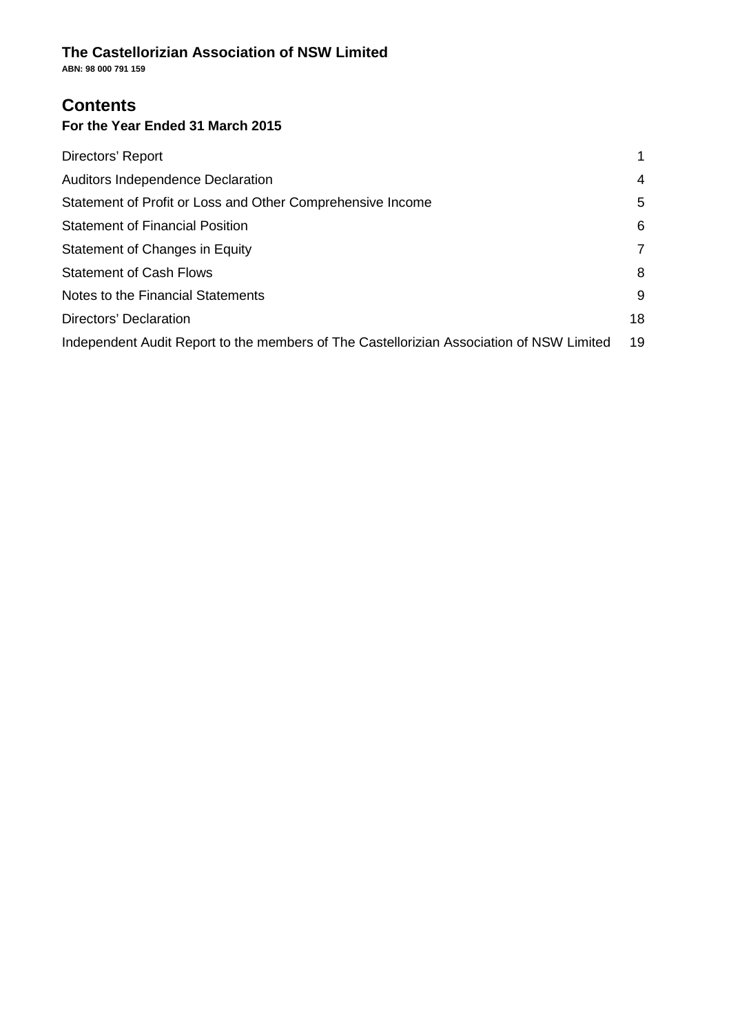**The Castellorizian Association of NSW Limited**

**ABN: 98 000 791 159**

# Contents

### For the Year Ended 31 March 2015

| | |
|---|---|
| Directors' Report | 1 |
| Auditors Independence Declaration | 4 |
| Statement of Profit or Loss and Other Comprehensive Income | 5 |
| Statement of Financial Position | 6 |
| Statement of Changes in Equity | 7 |
| Statement of Cash Flows | 8 |
| Notes to the Financial Statements | 9 |
| Directors' Declaration | 18 |
| Independent Audit Report to the members of The Castellorizian Association of NSW Limited | 19 |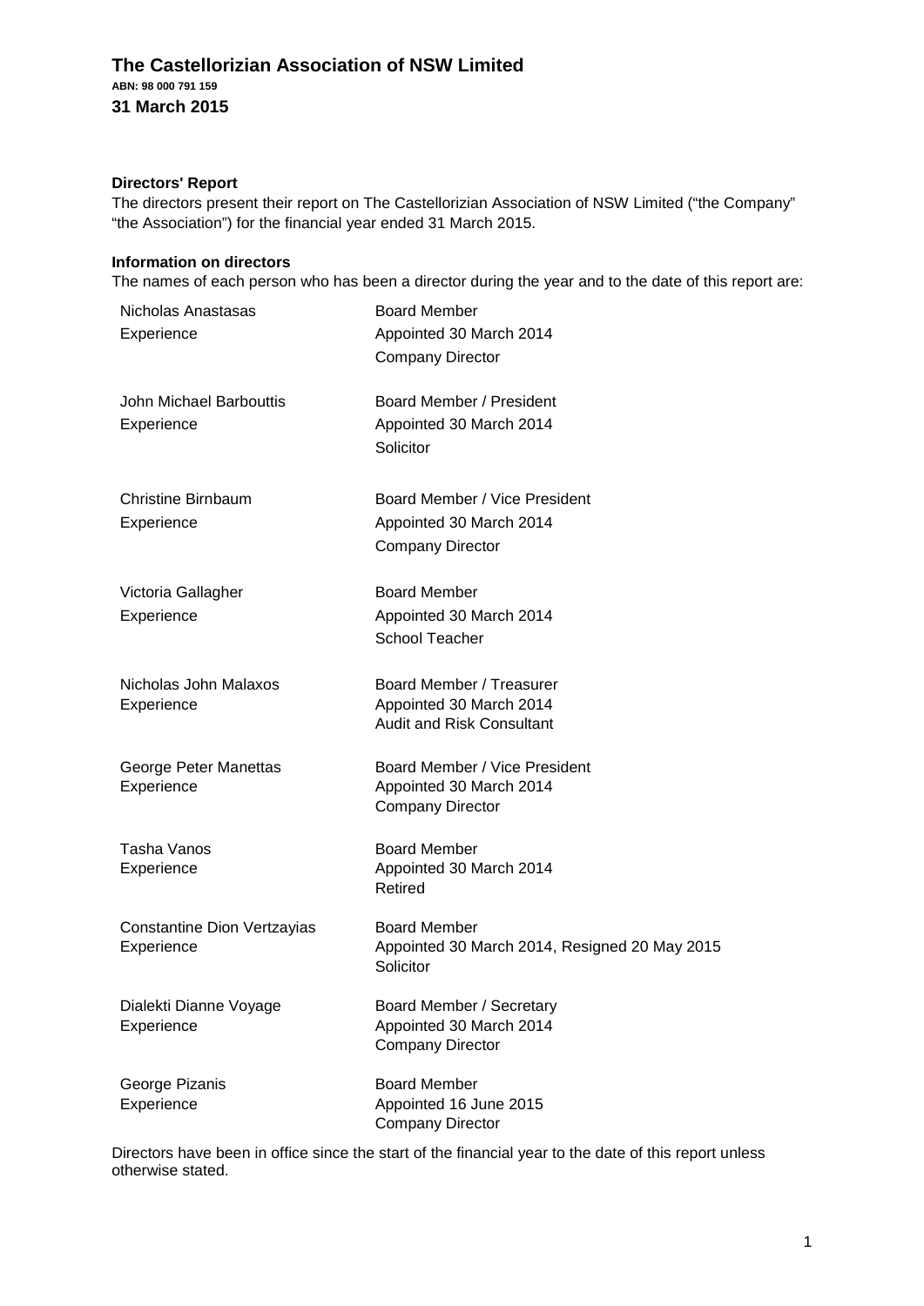**The Castellorizian Association of NSW Limited**
**ABN: 98 000 791 159**
**31 March 2015**

**Directors' Report**

The directors present their report on The Castellorizian Association of NSW Limited ("the Company" "the Association") for the financial year ended 31 March 2015.

**Information on directors**

The names of each person who has been a director during the year and to the date of this report are:

| | |
|---|---|
| Nicholas Anastasas | Board Member |
| Experience | Appointed 30 March 2014 |
| | Company Director |
| John Michael Barbouttis | Board Member / President |
| Experience | Appointed 30 March 2014 |
| | Solicitor |
| Christine Birnbaum | Board Member / Vice President |
| Experience | Appointed 30 March 2014 |
| | Company Director |
| Victoria Gallagher | Board Member |
| Experience | Appointed 30 March 2014 |
| | School Teacher |
| Nicholas John Malaxos | Board Member / Treasurer |
| Experience | Appointed 30 March 2014 |
| | Audit and Risk Consultant |
| George Peter Manettas | Board Member / Vice President |
| Experience | Appointed 30 March 2014 |
| | Company Director |
| Tasha Vanos | Board Member |
| Experience | Appointed 30 March 2014 |
| | Retired |
| Constantine Dion Vertzayias | Board Member |
| Experience | Appointed 30 March 2014, Resigned 20 May 2015 |
| | Solicitor |
| Dialekti Dianne Voyage | Board Member / Secretary |
| Experience | Appointed 30 March 2014 |
| | Company Director |
| George Pizanis | Board Member |
| Experience | Appointed 16 June 2015 |
| | Company Director |

Directors have been in office since the start of the financial year to the date of this report unless otherwise stated.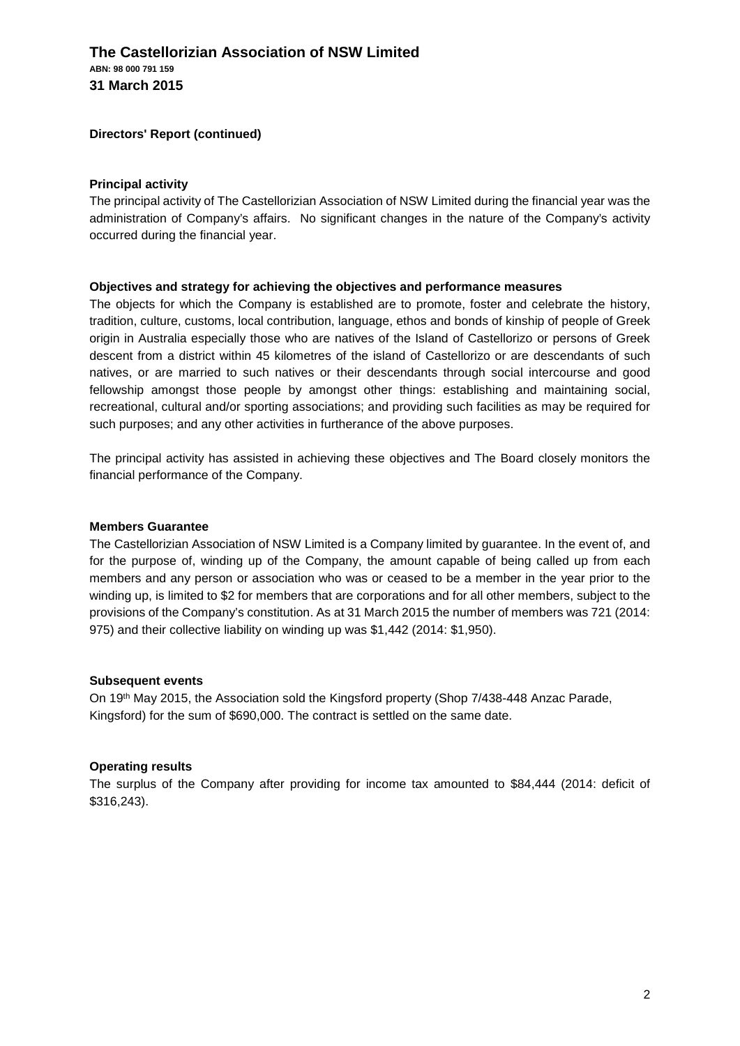**Directors' Report (continued)**

**Principal activity**

The principal activity of The Castellorizian Association of NSW Limited during the financial year was the administration of Company's affairs. No significant changes in the nature of the Company's activity occurred during the financial year.

**Objectives and strategy for achieving the objectives and performance measures**

The objects for which the Company is established are to promote, foster and celebrate the history, tradition, culture, customs, local contribution, language, ethos and bonds of kinship of people of Greek origin in Australia especially those who are natives of the Island of Castellorizo or persons of Greek descent from a district within 45 kilometres of the island of Castellorizo or are descendants of such natives, or are married to such natives or their descendants through social intercourse and good fellowship amongst those people by amongst other things: establishing and maintaining social, recreational, cultural and/or sporting associations; and providing such facilities as may be required for such purposes; and any other activities in furtherance of the above purposes.

The principal activity has assisted in achieving these objectives and The Board closely monitors the financial performance of the Company.

**Members Guarantee**

The Castellorizian Association of NSW Limited is a Company limited by guarantee. In the event of, and for the purpose of, winding up of the Company, the amount capable of being called up from each members and any person or association who was or ceased to be a member in the year prior to the winding up, is limited to $2 for members that are corporations and for all other members, subject to the provisions of the Company's constitution. As at 31 March 2015 the number of members was 721 (2014: 975) and their collective liability on winding up was $1,442 (2014: $1,950).

**Subsequent events**

On 19th May 2015, the Association sold the Kingsford property (Shop 7/438-448 Anzac Parade, Kingsford) for the sum of $690,000. The contract is settled on the same date.

**Operating results**

The surplus of the Company after providing for income tax amounted to $84,444 (2014: deficit of $316,243).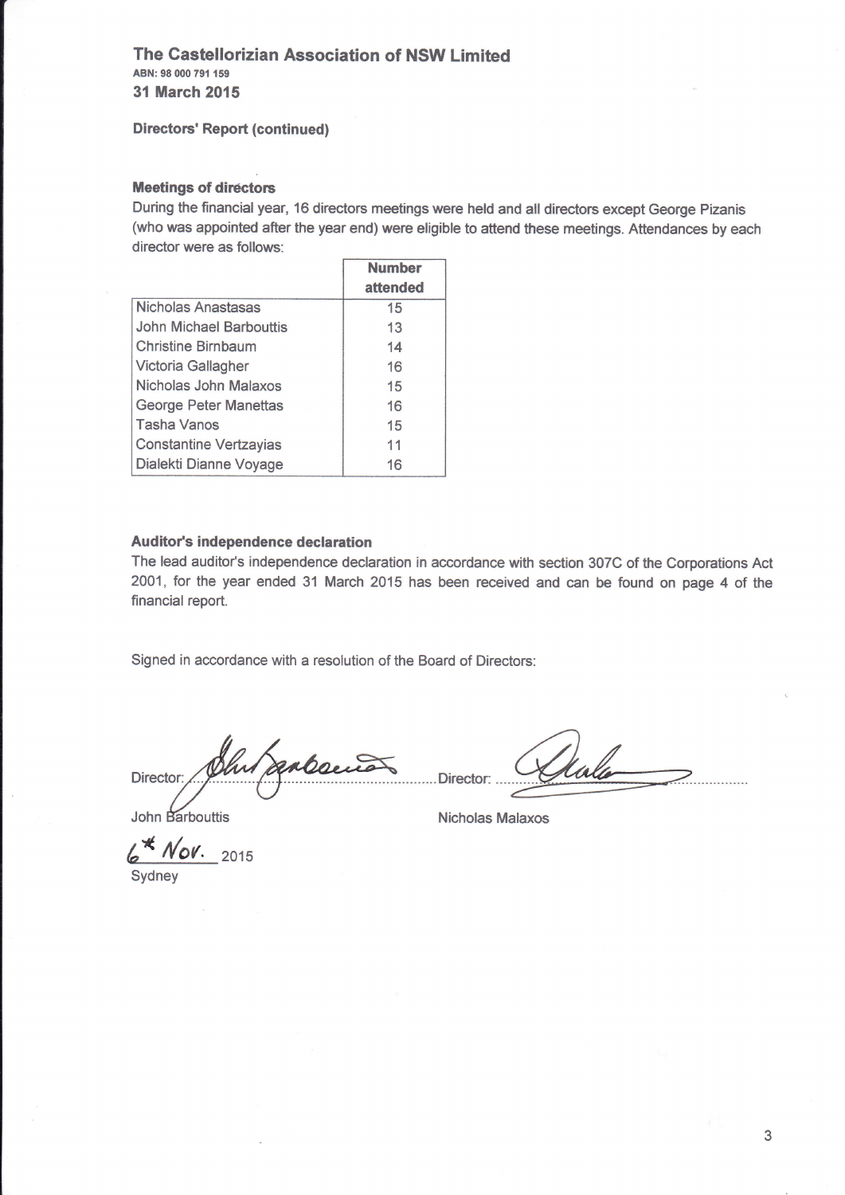**The Castellorizian Association of NSW Limited**
**ABN: 98 000 791 159**
**31 March 2015**

**Directors' Report (continued)**

**Meetings of directors**

During the financial year, 16 directors meetings were held and all directors except George Pizanis (who was appointed after the year end) were eligible to attend these meetings. Attendances by each director were as follows:

| | Number attended |
|---|---|
| Nicholas Anastasas | 15 |
| John Michael Barbouttis | 13 |
| Christine Birnbaum | 14 |
| Victoria Gallagher | 16 |
| Nicholas John Malaxos | 15 |
| George Peter Manettas | 16 |
| Tasha Vanos | 15 |
| Constantine Vertzayias | 11 |
| Dialekti Dianne Voyage | 16 |

**Auditor's independence declaration**

The lead auditor's independence declaration in accordance with section 307C of the Corporations Act 2001, for the year ended 31 March 2015 has been received and can be found on page 4 of the financial report.

Signed in accordance with a resolution of the Board of Directors:

Director: ............................................ Director: ............................................

John Barbouttis Nicholas Malaxos

6th Nov. 2015
Sydney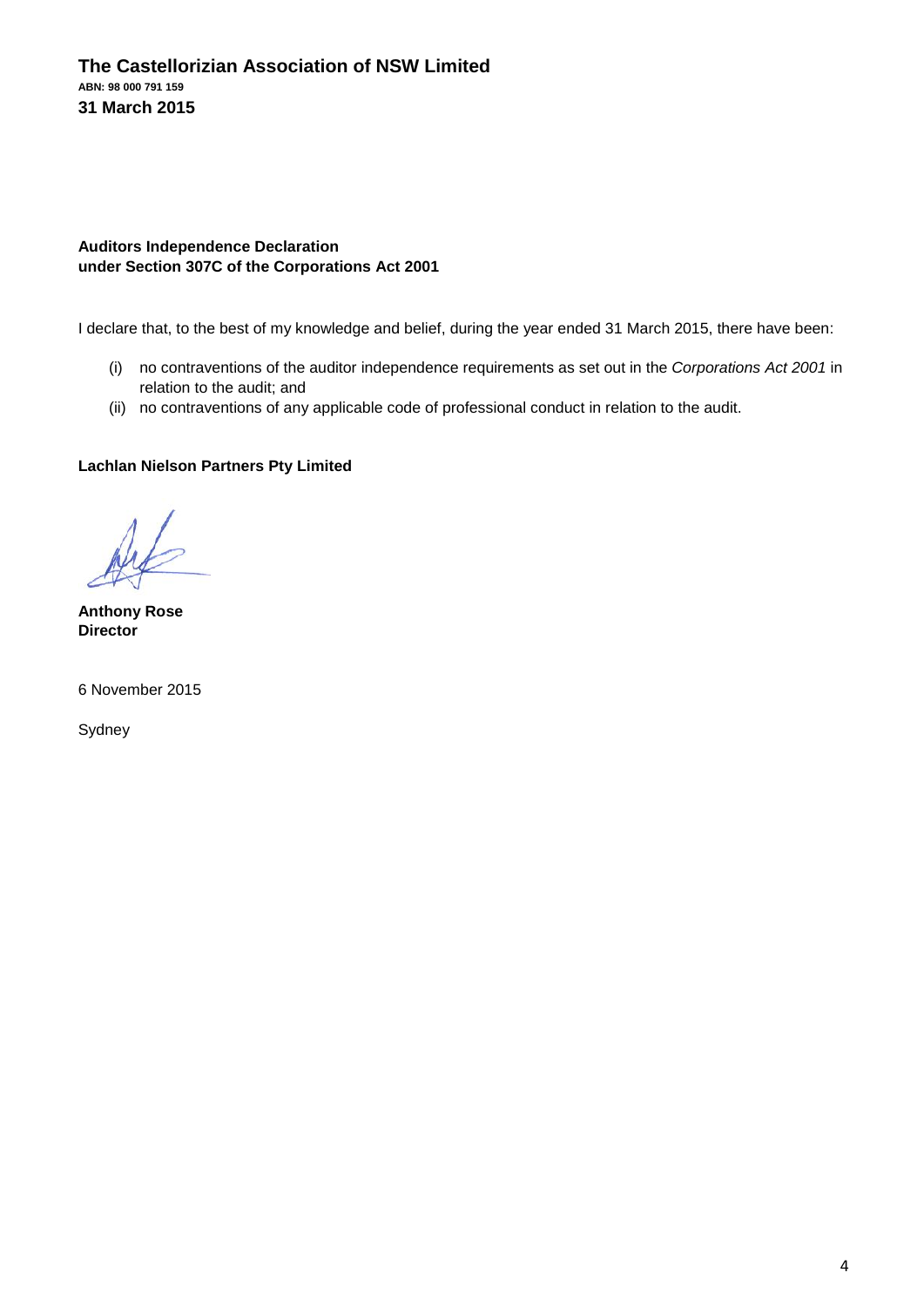**The Castellorizian Association of NSW Limited**
**ABN: 98 000 791 159**
**31 March 2015**

**Auditors Independence Declaration**
**under Section 307C of the Corporations Act 2001**

I declare that, to the best of my knowledge and belief, during the year ended 31 March 2015, there have been:

(i) no contraventions of the auditor independence requirements as set out in the *Corporations Act 2001* in relation to the audit; and

(ii) no contraventions of any applicable code of professional conduct in relation to the audit.

**Lachlan Nielson Partners Pty Limited**

**Anthony Rose**
**Director**

6 November 2015

Sydney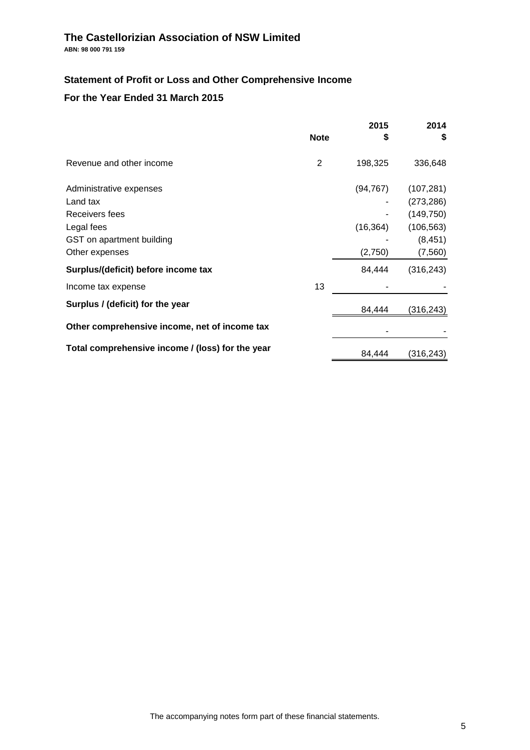# The Castellorizian Association of NSW Limited

**ABN: 98 000 791 159**

## Statement of Profit or Loss and Other Comprehensive Income

## For the Year Ended 31 March 2015

| | Note | 2015 $ | 2014 $ |
|---|---|---|---|
| Revenue and other income | 2 | 198,325 | 336,648 |
| Administrative expenses | | (94,767) | (107,281) |
| Land tax | | - | (273,286) |
| Receivers fees | | - | (149,750) |
| Legal fees | | (16,364) | (106,563) |
| GST on apartment building | | - | (8,451) |
| Other expenses | | (2,750) | (7,560) |
| **Surplus/(deficit) before income tax** | | 84,444 | (316,243) |
| Income tax expense | 13 | - | - |
| **Surplus / (deficit) for the year** | | 84,444 | (316,243) |
| **Other comprehensive income, net of income tax** | | - | - |
| **Total comprehensive income / (loss) for the year** | | 84,444 | (316,243) |

The accompanying notes form part of these financial statements.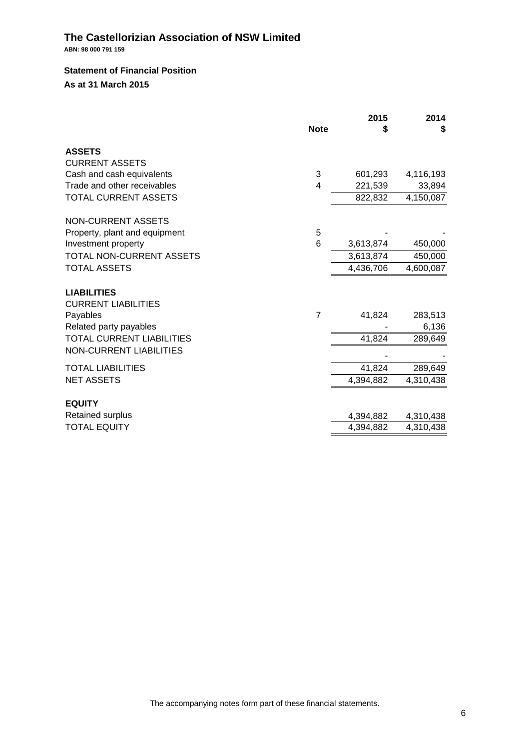# The Castellorizian Association of NSW Limited

**ABN: 98 000 791 159**

## Statement of Financial Position

### As at 31 March 2015

| | Note | 2015 $ | 2014 $ |
|---|---|---|---|
| **ASSETS** | | | |
| CURRENT ASSETS | | | |
| Cash and cash equivalents | 3 | 601,293 | 4,116,193 |
| Trade and other receivables | 4 | 221,539 | 33,894 |
| TOTAL CURRENT ASSETS | | 822,832 | 4,150,087 |
| | | | |
| NON-CURRENT ASSETS | | | |
| Property, plant and equipment | 5 | - | - |
| Investment property | 6 | 3,613,874 | 450,000 |
| TOTAL NON-CURRENT ASSETS | | 3,613,874 | 450,000 |
| TOTAL ASSETS | | 4,436,706 | 4,600,087 |
| | | | |
| **LIABILITIES** | | | |
| CURRENT LIABILITIES | | | |
| Payables | 7 | 41,824 | 283,513 |
| Related party payables | | - | 6,136 |
| TOTAL CURRENT LIABILITIES | | 41,824 | 289,649 |
| NON-CURRENT LIABILITIES | | - | - |
| TOTAL LIABILITIES | | 41,824 | 289,649 |
| NET ASSETS | | 4,394,882 | 4,310,438 |
| | | | |
| **EQUITY** | | | |
| Retained surplus | | 4,394,882 | 4,310,438 |
| TOTAL EQUITY | | 4,394,882 | 4,310,438 |

The accompanying notes form part of these financial statements.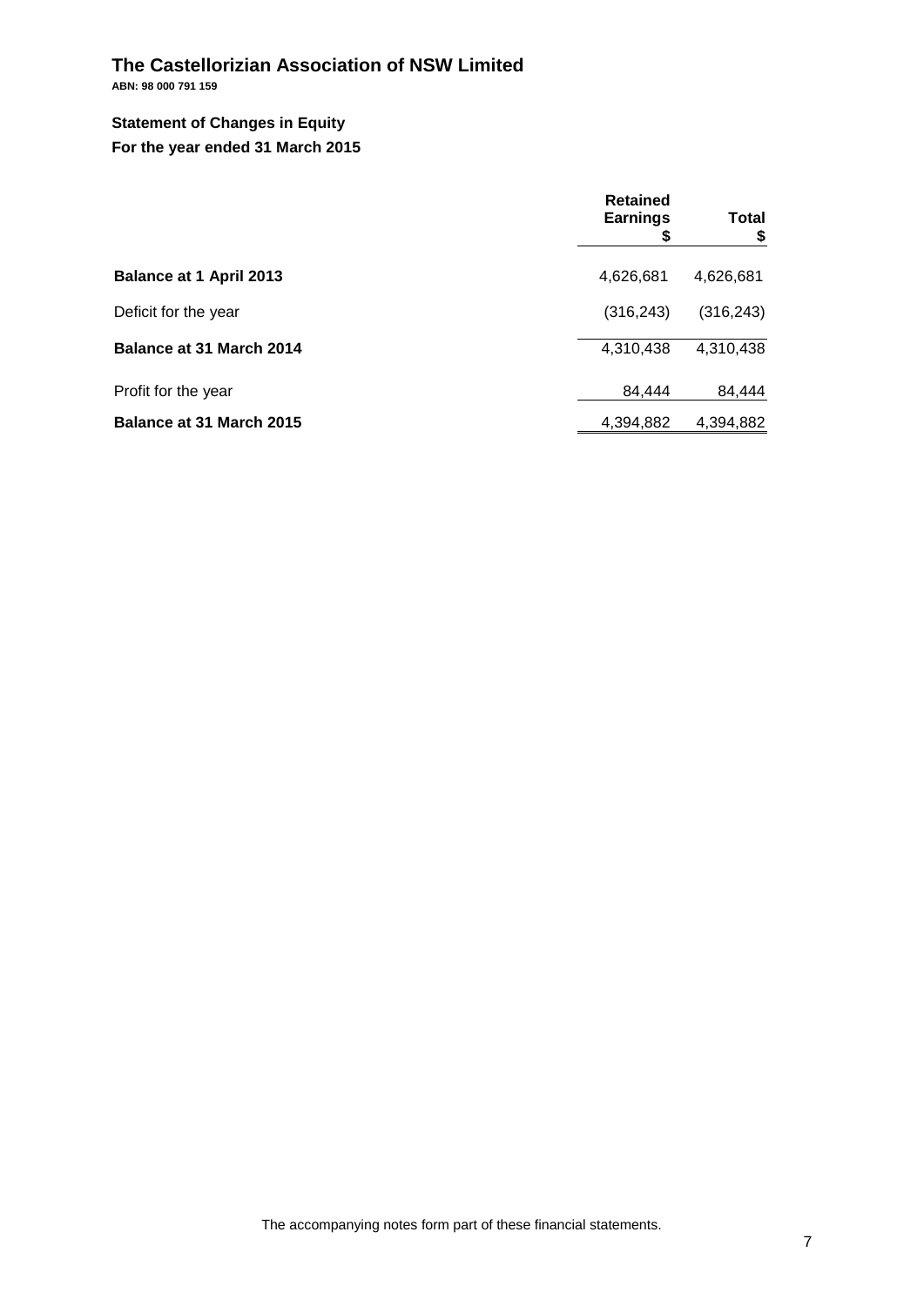# The Castellorizian Association of NSW Limited

**ABN: 98 000 791 159**

## Statement of Changes in Equity

**For the year ended 31 March 2015**

| | Retained Earnings $ | Total $ |
|---|---|---|
| **Balance at 1 April 2013** | 4,626,681 | 4,626,681 |
| Deficit for the year | (316,243) | (316,243) |
| **Balance at 31 March 2014** | 4,310,438 | 4,310,438 |
| Profit for the year | 84,444 | 84,444 |
| **Balance at 31 March 2015** | 4,394,882 | 4,394,882 |

The accompanying notes form part of these financial statements.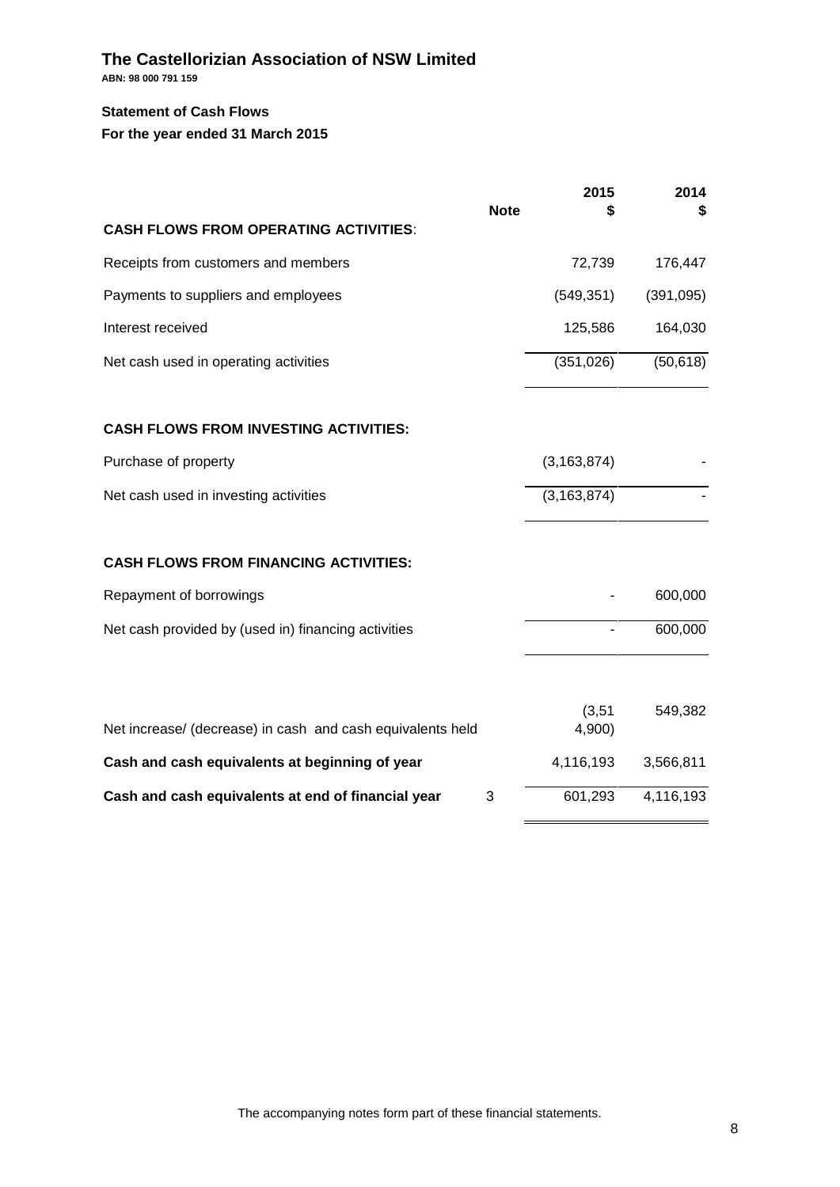# The Castellorizian Association of NSW Limited

**ABN: 98 000 791 159**

## Statement of Cash Flows

**For the year ended 31 March 2015**

| | Note | 2015<br>$ | 2014<br>$ |
|---|---|---|---|
| **CASH FLOWS FROM OPERATING ACTIVITIES**: | | | |
| Receipts from customers and members | | 72,739 | 176,447 |
| Payments to suppliers and employees | | (549,351) | (391,095) |
| Interest received | | 125,586 | 164,030 |
| Net cash used in operating activities | | (351,026) | (50,618) |
| **CASH FLOWS FROM INVESTING ACTIVITIES:** | | | |
| Purchase of property | | (3,163,874) | - |
| Net cash used in investing activities | | (3,163,874) | - |
| **CASH FLOWS FROM FINANCING ACTIVITIES:** | | | |
| Repayment of borrowings | | - | 600,000 |
| Net cash provided by (used in) financing activities | | - | 600,000 |
| Net increase/ (decrease) in cash and cash equivalents held | | (3,514,900) | 549,382 |
| **Cash and cash equivalents at beginning of year** | | 4,116,193 | 3,566,811 |
| **Cash and cash equivalents at end of financial year** | 3 | 601,293 | 4,116,193 |

The accompanying notes form part of these financial statements.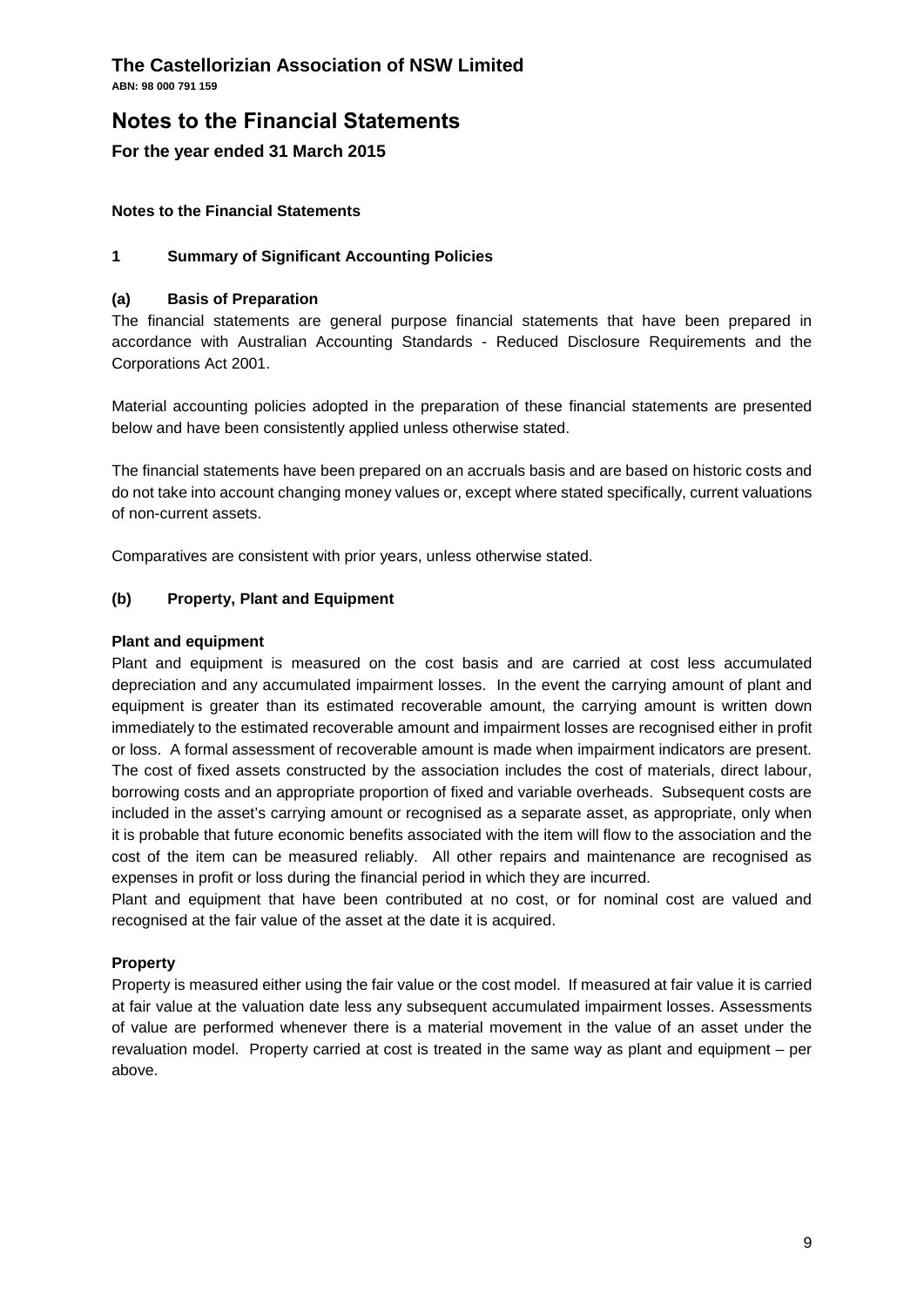# The Castellorizian Association of NSW Limited

**ABN: 98 000 791 159**

# Notes to the Financial Statements

## For the year ended 31 March 2015

**Notes to the Financial Statements**

### 1 Summary of Significant Accounting Policies

#### (a) Basis of Preparation

The financial statements are general purpose financial statements that have been prepared in accordance with Australian Accounting Standards - Reduced Disclosure Requirements and the Corporations Act 2001.

Material accounting policies adopted in the preparation of these financial statements are presented below and have been consistently applied unless otherwise stated.

The financial statements have been prepared on an accruals basis and are based on historic costs and do not take into account changing money values or, except where stated specifically, current valuations of non-current assets.

Comparatives are consistent with prior years, unless otherwise stated.

#### (b) Property, Plant and Equipment

**Plant and equipment**

Plant and equipment is measured on the cost basis and are carried at cost less accumulated depreciation and any accumulated impairment losses. In the event the carrying amount of plant and equipment is greater than its estimated recoverable amount, the carrying amount is written down immediately to the estimated recoverable amount and impairment losses are recognised either in profit or loss. A formal assessment of recoverable amount is made when impairment indicators are present. The cost of fixed assets constructed by the association includes the cost of materials, direct labour, borrowing costs and an appropriate proportion of fixed and variable overheads. Subsequent costs are included in the asset's carrying amount or recognised as a separate asset, as appropriate, only when it is probable that future economic benefits associated with the item will flow to the association and the cost of the item can be measured reliably. All other repairs and maintenance are recognised as expenses in profit or loss during the financial period in which they are incurred.

Plant and equipment that have been contributed at no cost, or for nominal cost are valued and recognised at the fair value of the asset at the date it is acquired.

**Property**

Property is measured either using the fair value or the cost model. If measured at fair value it is carried at fair value at the valuation date less any subsequent accumulated impairment losses. Assessments of value are performed whenever there is a material movement in the value of an asset under the revaluation model. Property carried at cost is treated in the same way as plant and equipment – per above.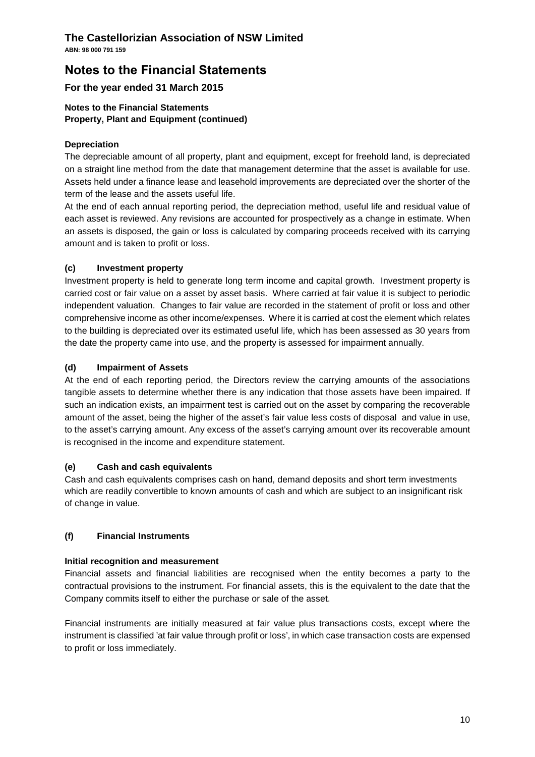# The Castellorizian Association of NSW Limited

**ABN: 98 000 791 159**

# Notes to the Financial Statements

## For the year ended 31 March 2015

**Notes to the Financial Statements**
**Property, Plant and Equipment (continued)**

**Depreciation**

The depreciable amount of all property, plant and equipment, except for freehold land, is depreciated on a straight line method from the date that management determine that the asset is available for use. Assets held under a finance lease and leasehold improvements are depreciated over the shorter of the term of the lease and the assets useful life.

At the end of each annual reporting period, the depreciation method, useful life and residual value of each asset is reviewed. Any revisions are accounted for prospectively as a change in estimate. When an assets is disposed, the gain or loss is calculated by comparing proceeds received with its carrying amount and is taken to profit or loss.

### (c) Investment property

Investment property is held to generate long term income and capital growth. Investment property is carried cost or fair value on a asset by asset basis. Where carried at fair value it is subject to periodic independent valuation. Changes to fair value are recorded in the statement of profit or loss and other comprehensive income as other income/expenses. Where it is carried at cost the element which relates to the building is depreciated over its estimated useful life, which has been assessed as 30 years from the date the property came into use, and the property is assessed for impairment annually.

### (d) Impairment of Assets

At the end of each reporting period, the Directors review the carrying amounts of the associations tangible assets to determine whether there is any indication that those assets have been impaired. If such an indication exists, an impairment test is carried out on the asset by comparing the recoverable amount of the asset, being the higher of the asset's fair value less costs of disposal and value in use, to the asset's carrying amount. Any excess of the asset's carrying amount over its recoverable amount is recognised in the income and expenditure statement.

### (e) Cash and cash equivalents

Cash and cash equivalents comprises cash on hand, demand deposits and short term investments which are readily convertible to known amounts of cash and which are subject to an insignificant risk of change in value.

### (f) Financial Instruments

**Initial recognition and measurement**

Financial assets and financial liabilities are recognised when the entity becomes a party to the contractual provisions to the instrument. For financial assets, this is the equivalent to the date that the Company commits itself to either the purchase or sale of the asset.

Financial instruments are initially measured at fair value plus transactions costs, except where the instrument is classified 'at fair value through profit or loss', in which case transaction costs are expensed to profit or loss immediately.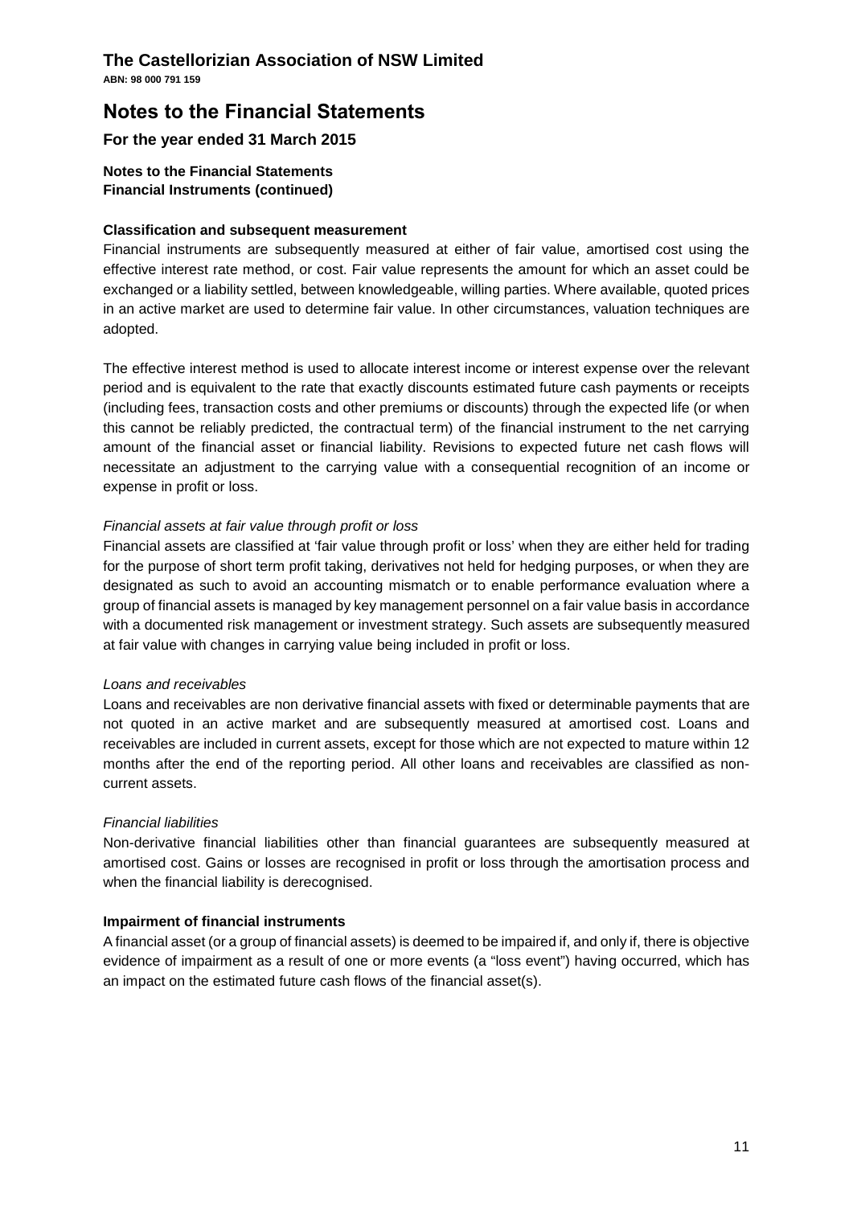# The Castellorizian Association of NSW Limited

**ABN: 98 000 791 159**

# Notes to the Financial Statements

## For the year ended 31 March 2015

**Notes to the Financial Statements**
**Financial Instruments (continued)**

**Classification and subsequent measurement**

Financial instruments are subsequently measured at either of fair value, amortised cost using the effective interest rate method, or cost. Fair value represents the amount for which an asset could be exchanged or a liability settled, between knowledgeable, willing parties. Where available, quoted prices in an active market are used to determine fair value. In other circumstances, valuation techniques are adopted.

The effective interest method is used to allocate interest income or interest expense over the relevant period and is equivalent to the rate that exactly discounts estimated future cash payments or receipts (including fees, transaction costs and other premiums or discounts) through the expected life (or when this cannot be reliably predicted, the contractual term) of the financial instrument to the net carrying amount of the financial asset or financial liability. Revisions to expected future net cash flows will necessitate an adjustment to the carrying value with a consequential recognition of an income or expense in profit or loss.

*Financial assets at fair value through profit or loss*

Financial assets are classified at 'fair value through profit or loss' when they are either held for trading for the purpose of short term profit taking, derivatives not held for hedging purposes, or when they are designated as such to avoid an accounting mismatch or to enable performance evaluation where a group of financial assets is managed by key management personnel on a fair value basis in accordance with a documented risk management or investment strategy. Such assets are subsequently measured at fair value with changes in carrying value being included in profit or loss.

*Loans and receivables*

Loans and receivables are non derivative financial assets with fixed or determinable payments that are not quoted in an active market and are subsequently measured at amortised cost. Loans and receivables are included in current assets, except for those which are not expected to mature within 12 months after the end of the reporting period. All other loans and receivables are classified as non-current assets.

*Financial liabilities*

Non-derivative financial liabilities other than financial guarantees are subsequently measured at amortised cost. Gains or losses are recognised in profit or loss through the amortisation process and when the financial liability is derecognised.

**Impairment of financial instruments**

A financial asset (or a group of financial assets) is deemed to be impaired if, and only if, there is objective evidence of impairment as a result of one or more events (a "loss event") having occurred, which has an impact on the estimated future cash flows of the financial asset(s).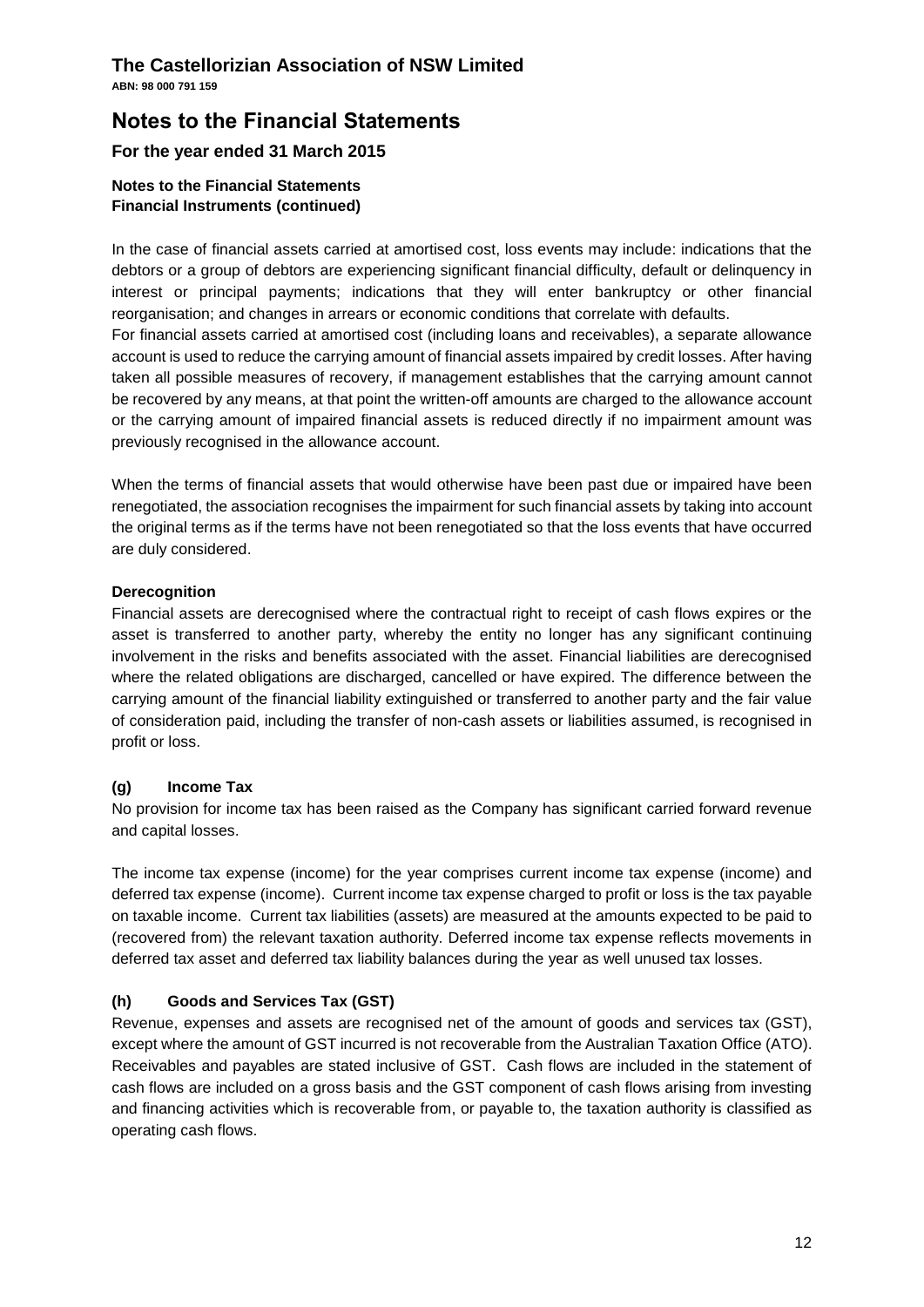**Notes to the Financial Statements**
**Financial Instruments (continued)**

In the case of financial assets carried at amortised cost, loss events may include: indications that the debtors or a group of debtors are experiencing significant financial difficulty, default or delinquency in interest or principal payments; indications that they will enter bankruptcy or other financial reorganisation; and changes in arrears or economic conditions that correlate with defaults.

For financial assets carried at amortised cost (including loans and receivables), a separate allowance account is used to reduce the carrying amount of financial assets impaired by credit losses. After having taken all possible measures of recovery, if management establishes that the carrying amount cannot be recovered by any means, at that point the written-off amounts are charged to the allowance account or the carrying amount of impaired financial assets is reduced directly if no impairment amount was previously recognised in the allowance account.

When the terms of financial assets that would otherwise have been past due or impaired have been renegotiated, the association recognises the impairment for such financial assets by taking into account the original terms as if the terms have not been renegotiated so that the loss events that have occurred are duly considered.

**Derecognition**

Financial assets are derecognised where the contractual right to receipt of cash flows expires or the asset is transferred to another party, whereby the entity no longer has any significant continuing involvement in the risks and benefits associated with the asset. Financial liabilities are derecognised where the related obligations are discharged, cancelled or have expired. The difference between the carrying amount of the financial liability extinguished or transferred to another party and the fair value of consideration paid, including the transfer of non-cash assets or liabilities assumed, is recognised in profit or loss.

### (g) Income Tax

No provision for income tax has been raised as the Company has significant carried forward revenue and capital losses.

The income tax expense (income) for the year comprises current income tax expense (income) and deferred tax expense (income). Current income tax expense charged to profit or loss is the tax payable on taxable income. Current tax liabilities (assets) are measured at the amounts expected to be paid to (recovered from) the relevant taxation authority. Deferred income tax expense reflects movements in deferred tax asset and deferred tax liability balances during the year as well unused tax losses.

### (h) Goods and Services Tax (GST)

Revenue, expenses and assets are recognised net of the amount of goods and services tax (GST), except where the amount of GST incurred is not recoverable from the Australian Taxation Office (ATO). Receivables and payables are stated inclusive of GST. Cash flows are included in the statement of cash flows are included on a gross basis and the GST component of cash flows arising from investing and financing activities which is recoverable from, or payable to, the taxation authority is classified as operating cash flows.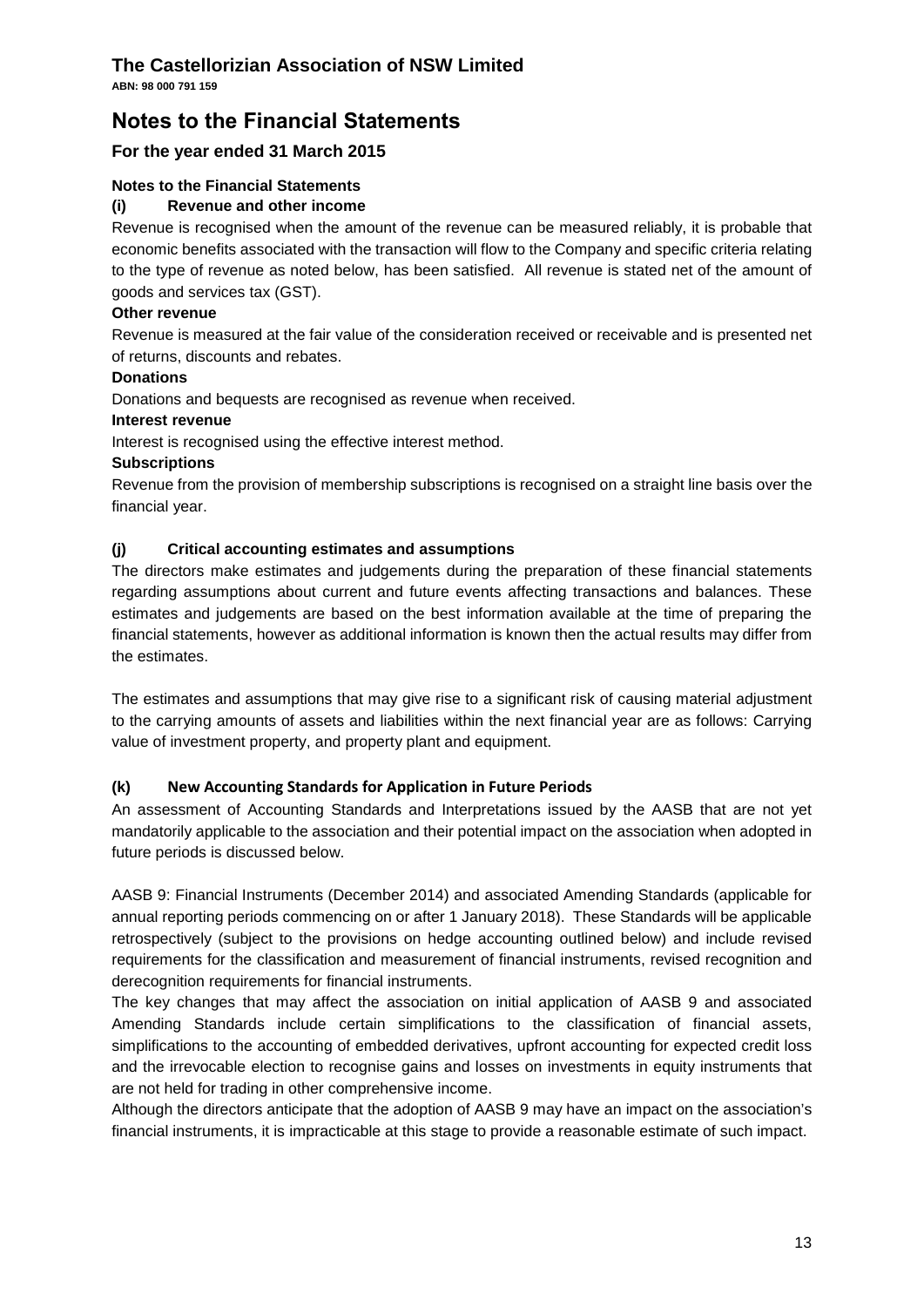# The Castellorizian Association of NSW Limited

**ABN: 98 000 791 159**

# Notes to the Financial Statements

## For the year ended 31 March 2015

**Notes to the Financial Statements**

**(i) Revenue and other income**

Revenue is recognised when the amount of the revenue can be measured reliably, it is probable that economic benefits associated with the transaction will flow to the Company and specific criteria relating to the type of revenue as noted below, has been satisfied. All revenue is stated net of the amount of goods and services tax (GST).

**Other revenue**

Revenue is measured at the fair value of the consideration received or receivable and is presented net of returns, discounts and rebates.

**Donations**

Donations and bequests are recognised as revenue when received.

**Interest revenue**

Interest is recognised using the effective interest method.

**Subscriptions**

Revenue from the provision of membership subscriptions is recognised on a straight line basis over the financial year.

**(j) Critical accounting estimates and assumptions**

The directors make estimates and judgements during the preparation of these financial statements regarding assumptions about current and future events affecting transactions and balances. These estimates and judgements are based on the best information available at the time of preparing the financial statements, however as additional information is known then the actual results may differ from the estimates.

The estimates and assumptions that may give rise to a significant risk of causing material adjustment to the carrying amounts of assets and liabilities within the next financial year are as follows: Carrying value of investment property, and property plant and equipment.

**(k) New Accounting Standards for Application in Future Periods**

An assessment of Accounting Standards and Interpretations issued by the AASB that are not yet mandatorily applicable to the association and their potential impact on the association when adopted in future periods is discussed below.

AASB 9: Financial Instruments (December 2014) and associated Amending Standards (applicable for annual reporting periods commencing on or after 1 January 2018). These Standards will be applicable retrospectively (subject to the provisions on hedge accounting outlined below) and include revised requirements for the classification and measurement of financial instruments, revised recognition and derecognition requirements for financial instruments.

The key changes that may affect the association on initial application of AASB 9 and associated Amending Standards include certain simplifications to the classification of financial assets, simplifications to the accounting of embedded derivatives, upfront accounting for expected credit loss and the irrevocable election to recognise gains and losses on investments in equity instruments that are not held for trading in other comprehensive income.

Although the directors anticipate that the adoption of AASB 9 may have an impact on the association's financial instruments, it is impracticable at this stage to provide a reasonable estimate of such impact.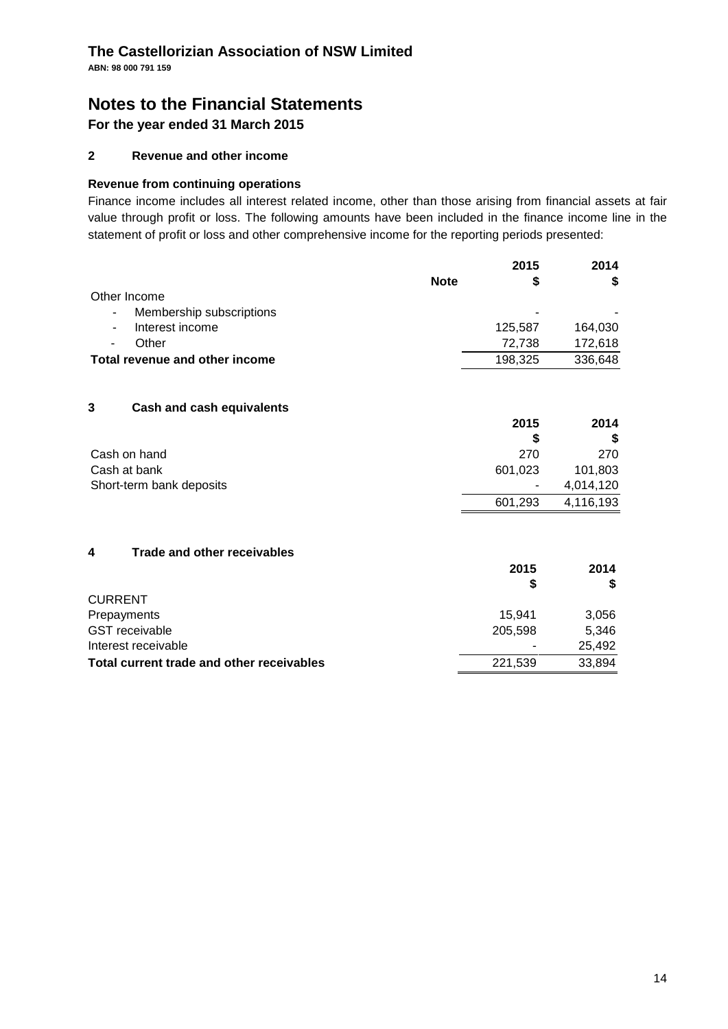# The Castellorizian Association of NSW Limited

**ABN: 98 000 791 159**

# Notes to the Financial Statements

## For the year ended 31 March 2015

### 2 Revenue and other income

**Revenue from continuing operations**

Finance income includes all interest related income, other than those arising from financial assets at fair value through profit or loss. The following amounts have been included in the finance income line in the statement of profit or loss and other comprehensive income for the reporting periods presented:

| | Note | 2015<br>$ | 2014<br>$ |
|---|---|---|---|
| Other Income | | | |
| - Membership subscriptions | | - | - |
| - Interest income | | 125,587 | 164,030 |
| - Other | | 72,738 | 172,618 |
| **Total revenue and other income** | | 198,325 | 336,648 |

### 3 Cash and cash equivalents

| | 2015<br>$ | 2014<br>$ |
|---|---|---|
| Cash on hand | 270 | 270 |
| Cash at bank | 601,023 | 101,803 |
| Short-term bank deposits | - | 4,014,120 |
| | 601,293 | 4,116,193 |

### 4 Trade and other receivables

| | 2015<br>$ | 2014<br>$ |
|---|---|---|
| CURRENT | | |
| Prepayments | 15,941 | 3,056 |
| GST receivable | 205,598 | 5,346 |
| Interest receivable | - | 25,492 |
| **Total current trade and other receivables** | 221,539 | 33,894 |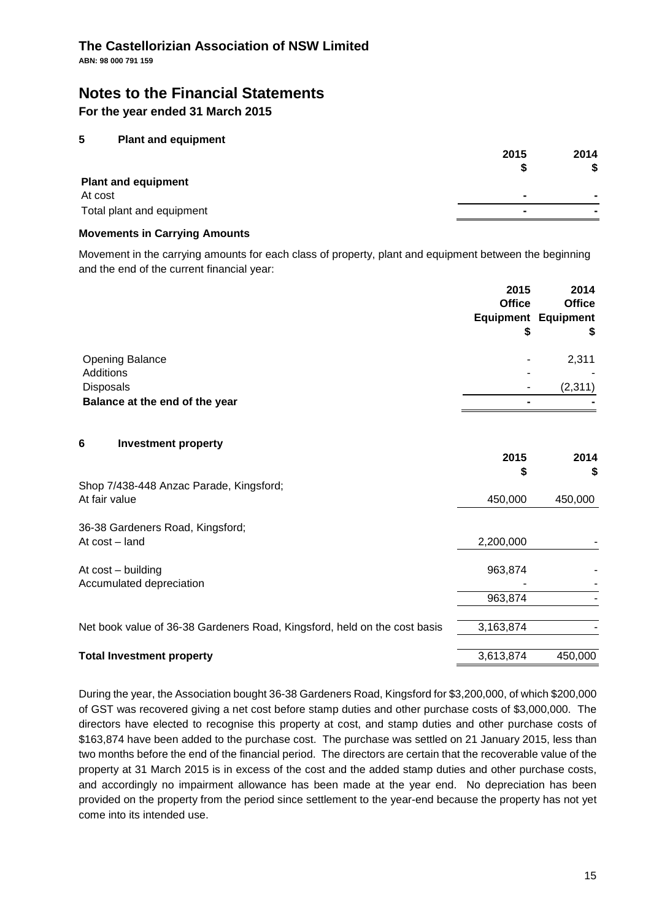**The Castellorizian Association of NSW Limited**

**ABN: 98 000 791 159**

# Notes to the Financial Statements

**For the year ended 31 March 2015**

## 5 Plant and equipment

| | 2015 $ | 2014 $ |
|---|---|---|
| **Plant and equipment** | | |
| At cost | - | - |
| Total plant and equipment | - | - |

**Movements in Carrying Amounts**

Movement in the carrying amounts for each class of property, plant and equipment between the beginning and the end of the current financial year:

| | 2015 Office Equipment $ | 2014 Office Equipment $ |
|---|---|---|
| Opening Balance | - | 2,311 |
| Additions | - | - |
| Disposals | - | (2,311) |
| **Balance at the end of the year** | - | - |

## 6 Investment property

| | 2015 $ | 2014 $ |
|---|---|---|
| Shop 7/438-448 Anzac Parade, Kingsford; | | |
| At fair value | 450,000 | 450,000 |
| 36-38 Gardeners Road, Kingsford; | | |
| At cost – land | 2,200,000 | - |
| At cost – building | 963,874 | - |
| Accumulated depreciation | - | - |
| | 963,874 | - |
| Net book value of 36-38 Gardeners Road, Kingsford, held on the cost basis | 3,163,874 | - |
| **Total Investment property** | 3,613,874 | 450,000 |

During the year, the Association bought 36-38 Gardeners Road, Kingsford for $3,200,000, of which $200,000 of GST was recovered giving a net cost before stamp duties and other purchase costs of $3,000,000. The directors have elected to recognise this property at cost, and stamp duties and other purchase costs of $163,874 have been added to the purchase cost. The purchase was settled on 21 January 2015, less than two months before the end of the financial period. The directors are certain that the recoverable value of the property at 31 March 2015 is in excess of the cost and the added stamp duties and other purchase costs, and accordingly no impairment allowance has been made at the year end. No depreciation has been provided on the property from the period since settlement to the year-end because the property has not yet come into its intended use.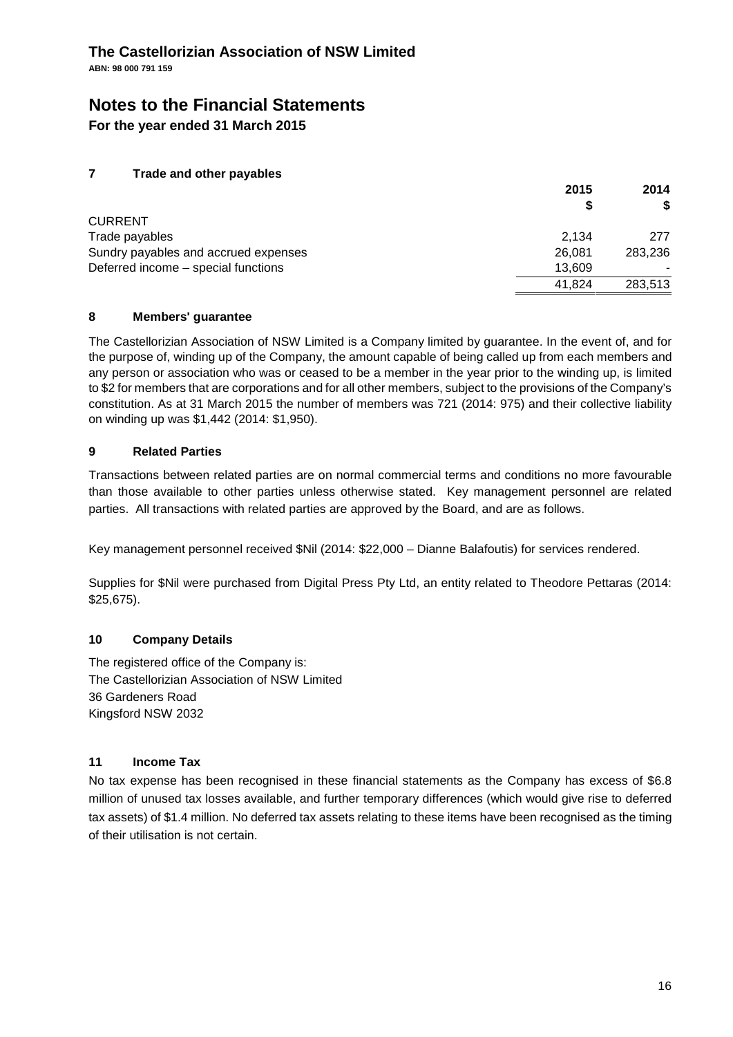**The Castellorizian Association of NSW Limited**

**ABN: 98 000 791 159**

# Notes to the Financial Statements

**For the year ended 31 March 2015**

## 7 Trade and other payables

| | 2015 $ | 2014 $ |
|---|---|---|
| CURRENT | | |
| Trade payables | 2,134 | 277 |
| Sundry payables and accrued expenses | 26,081 | 283,236 |
| Deferred income – special functions | 13,609 | - |
| | 41,824 | 283,513 |

## 8 Members' guarantee

The Castellorizian Association of NSW Limited is a Company limited by guarantee. In the event of, and for the purpose of, winding up of the Company, the amount capable of being called up from each members and any person or association who was or ceased to be a member in the year prior to the winding up, is limited to $2 for members that are corporations and for all other members, subject to the provisions of the Company's constitution. As at 31 March 2015 the number of members was 721 (2014: 975) and their collective liability on winding up was $1,442 (2014: $1,950).

## 9 Related Parties

Transactions between related parties are on normal commercial terms and conditions no more favourable than those available to other parties unless otherwise stated. Key management personnel are related parties. All transactions with related parties are approved by the Board, and are as follows.

Key management personnel received $Nil (2014: $22,000 – Dianne Balafoutis) for services rendered.

Supplies for $Nil were purchased from Digital Press Pty Ltd, an entity related to Theodore Pettaras (2014: $25,675).

## 10 Company Details

The registered office of the Company is:
The Castellorizian Association of NSW Limited
36 Gardeners Road
Kingsford NSW 2032

## 11 Income Tax

No tax expense has been recognised in these financial statements as the Company has excess of $6.8 million of unused tax losses available, and further temporary differences (which would give rise to deferred tax assets) of $1.4 million. No deferred tax assets relating to these items have been recognised as the timing of their utilisation is not certain.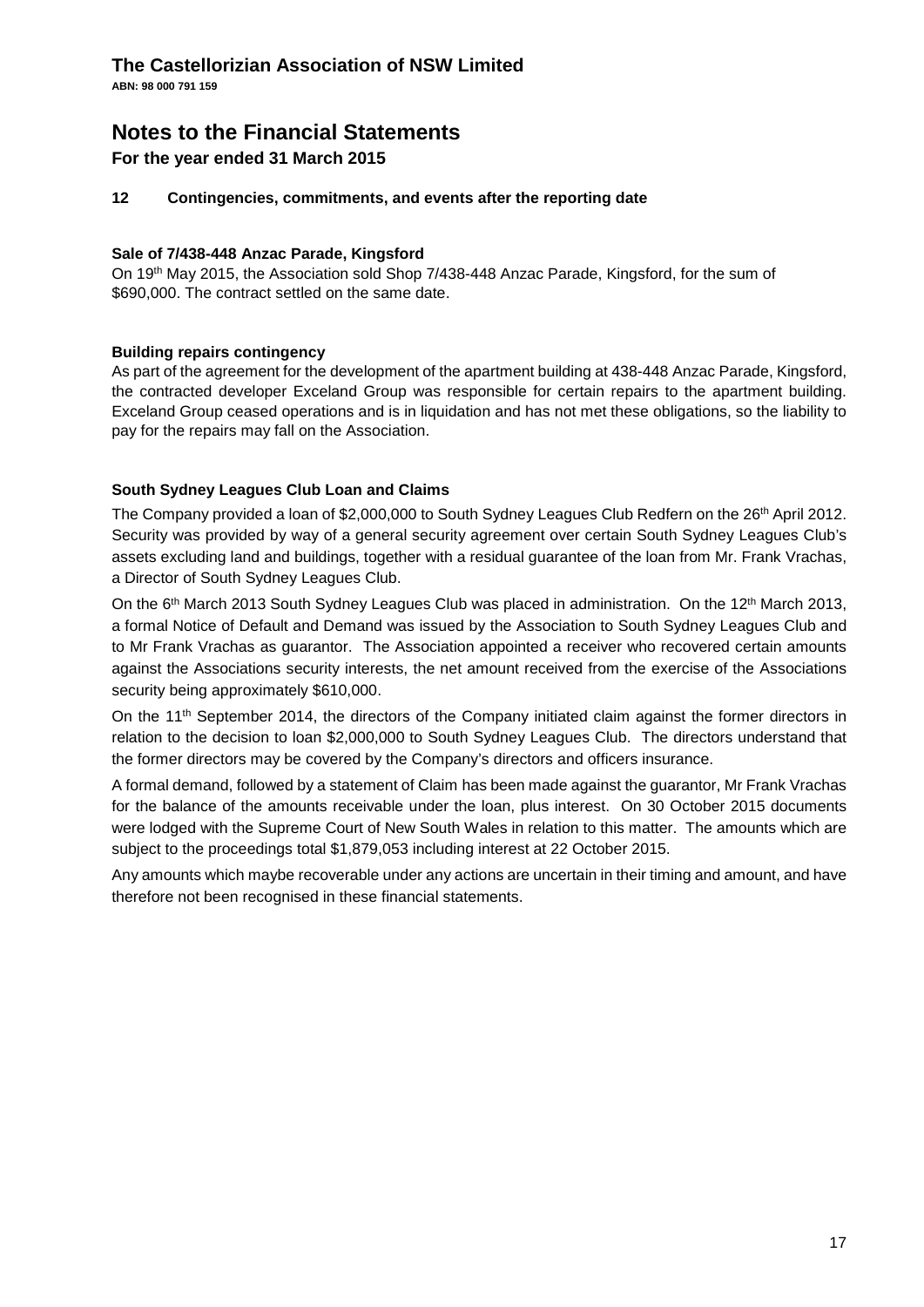# The Castellorizian Association of NSW Limited

**ABN: 98 000 791 159**

# Notes to the Financial Statements

## For the year ended 31 March 2015

### 12 Contingencies, commitments, and events after the reporting date

**Sale of 7/438-448 Anzac Parade, Kingsford**

On 19th May 2015, the Association sold Shop 7/438-448 Anzac Parade, Kingsford, for the sum of $690,000. The contract settled on the same date.

**Building repairs contingency**

As part of the agreement for the development of the apartment building at 438-448 Anzac Parade, Kingsford, the contracted developer Exceland Group was responsible for certain repairs to the apartment building. Exceland Group ceased operations and is in liquidation and has not met these obligations, so the liability to pay for the repairs may fall on the Association.

**South Sydney Leagues Club Loan and Claims**

The Company provided a loan of $2,000,000 to South Sydney Leagues Club Redfern on the 26th April 2012. Security was provided by way of a general security agreement over certain South Sydney Leagues Club's assets excluding land and buildings, together with a residual guarantee of the loan from Mr. Frank Vrachas, a Director of South Sydney Leagues Club.

On the 6th March 2013 South Sydney Leagues Club was placed in administration. On the 12th March 2013, a formal Notice of Default and Demand was issued by the Association to South Sydney Leagues Club and to Mr Frank Vrachas as guarantor. The Association appointed a receiver who recovered certain amounts against the Associations security interests, the net amount received from the exercise of the Associations security being approximately $610,000.

On the 11th September 2014, the directors of the Company initiated claim against the former directors in relation to the decision to loan $2,000,000 to South Sydney Leagues Club. The directors understand that the former directors may be covered by the Company's directors and officers insurance.

A formal demand, followed by a statement of Claim has been made against the guarantor, Mr Frank Vrachas for the balance of the amounts receivable under the loan, plus interest. On 30 October 2015 documents were lodged with the Supreme Court of New South Wales in relation to this matter. The amounts which are subject to the proceedings total $1,879,053 including interest at 22 October 2015.

Any amounts which maybe recoverable under any actions are uncertain in their timing and amount, and have therefore not been recognised in these financial statements.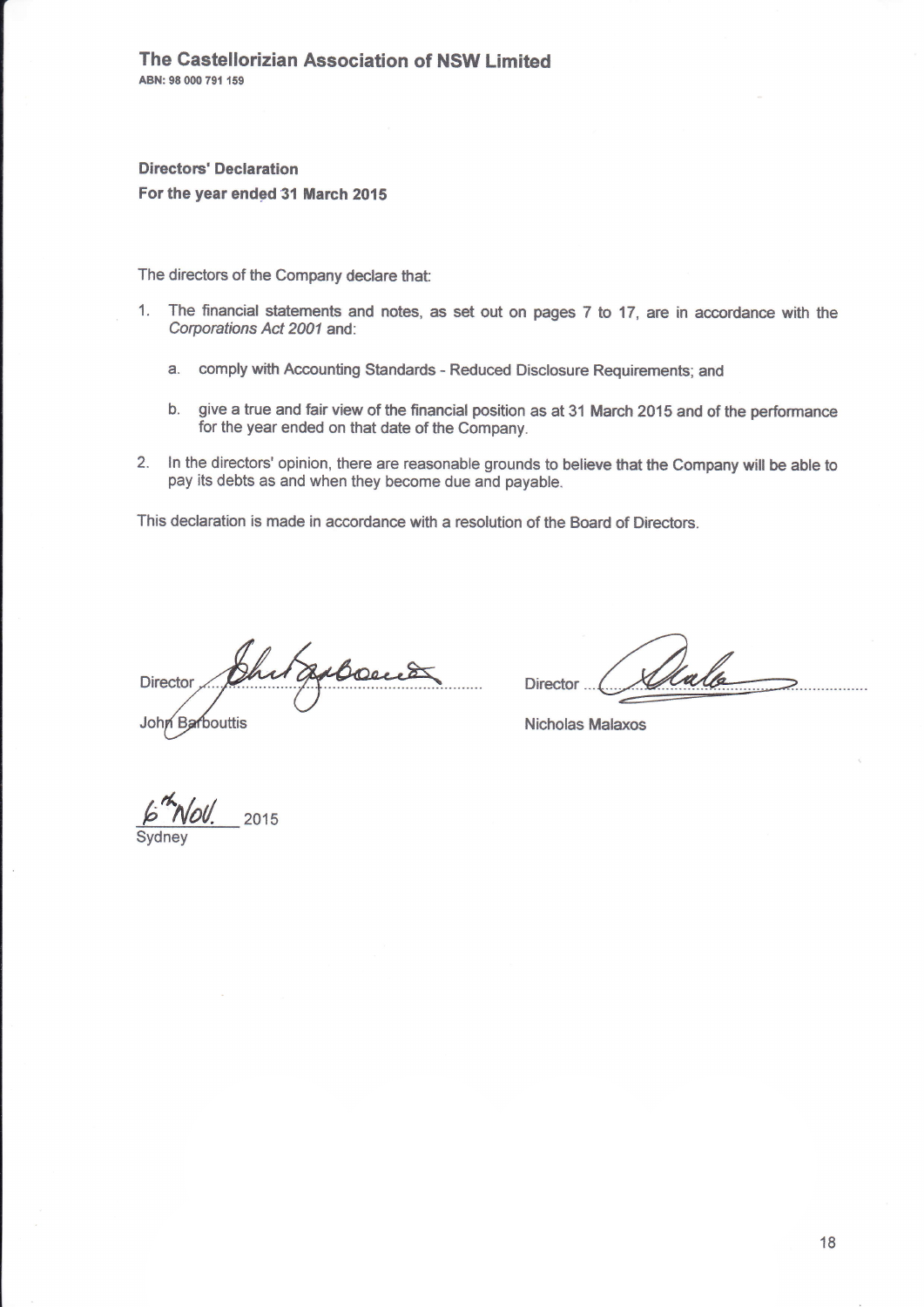**The Castellorizian Association of NSW Limited**
**ABN: 98 000 791 159**

**Directors' Declaration**
**For the year ended 31 March 2015**

The directors of the Company declare that:

1. The financial statements and notes, as set out on pages 7 to 17, are in accordance with the *Corporations Act 2001* and:

   a. comply with Accounting Standards - Reduced Disclosure Requirements; and

   b. give a true and fair view of the financial position as at 31 March 2015 and of the performance for the year ended on that date of the Company.

2. In the directors' opinion, there are reasonable grounds to believe that the Company will be able to pay its debts as and when they become due and payable.

This declaration is made in accordance with a resolution of the Board of Directors.

Director ..................................................
John Barbouttis

Director ..................................................
Nicholas Malaxos

6th Nov. 2015
Sydney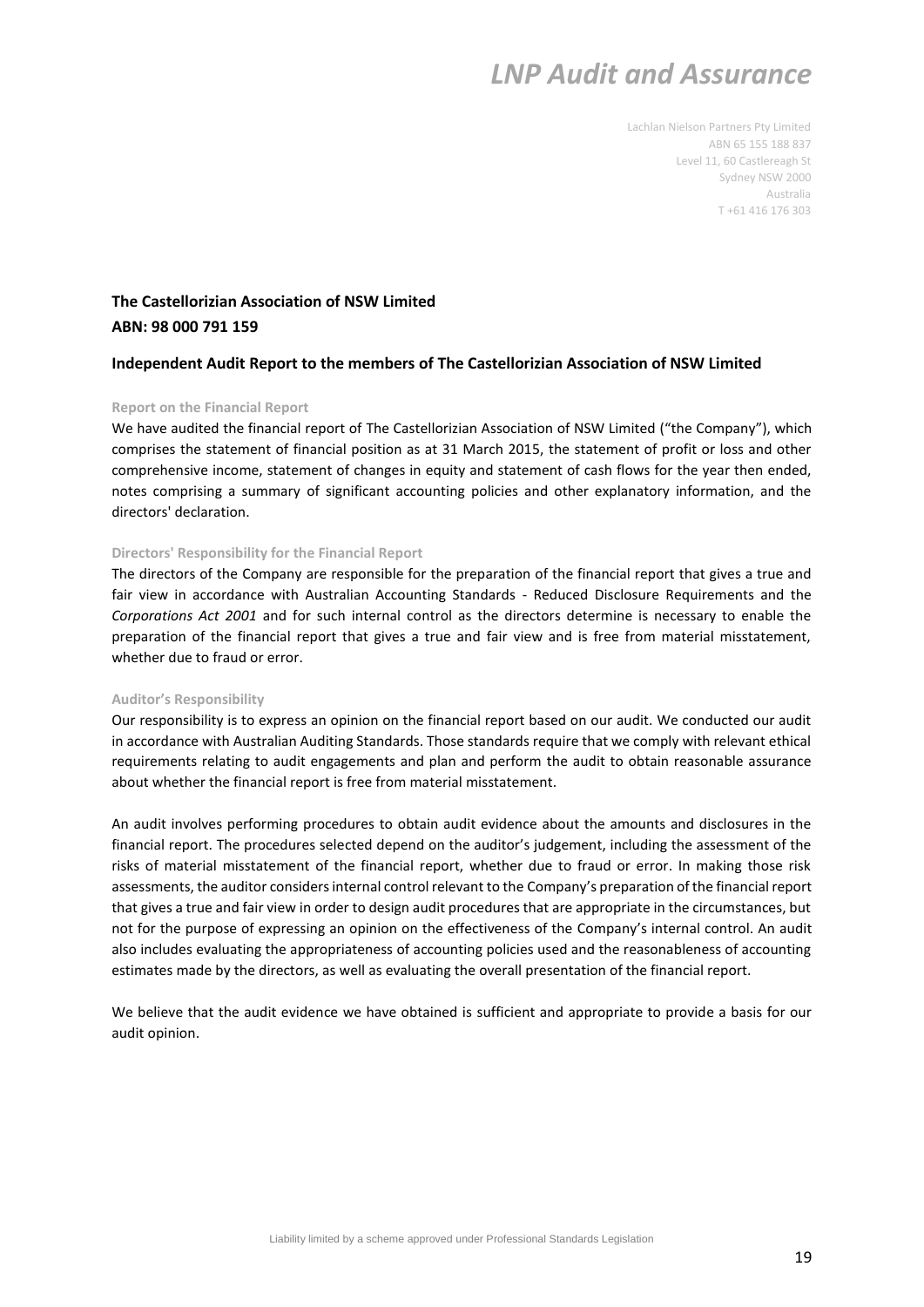# *LNP Audit and Assurance*

Lachlan Nielson Partners Pty Limited
ABN 65 155 188 837
Level 11, 60 Castlereagh St
Sydney NSW 2000
Australia
T +61 416 176 303

**The Castellorizian Association of NSW Limited**
**ABN: 98 000 791 159**

## Independent Audit Report to the members of The Castellorizian Association of NSW Limited

### Report on the Financial Report

We have audited the financial report of The Castellorizian Association of NSW Limited ("the Company"), which comprises the statement of financial position as at 31 March 2015, the statement of profit or loss and other comprehensive income, statement of changes in equity and statement of cash flows for the year then ended, notes comprising a summary of significant accounting policies and other explanatory information, and the directors' declaration.

### Directors' Responsibility for the Financial Report

The directors of the Company are responsible for the preparation of the financial report that gives a true and fair view in accordance with Australian Accounting Standards - Reduced Disclosure Requirements and the *Corporations Act 2001* and for such internal control as the directors determine is necessary to enable the preparation of the financial report that gives a true and fair view and is free from material misstatement, whether due to fraud or error.

### Auditor's Responsibility

Our responsibility is to express an opinion on the financial report based on our audit. We conducted our audit in accordance with Australian Auditing Standards. Those standards require that we comply with relevant ethical requirements relating to audit engagements and plan and perform the audit to obtain reasonable assurance about whether the financial report is free from material misstatement.

An audit involves performing procedures to obtain audit evidence about the amounts and disclosures in the financial report. The procedures selected depend on the auditor's judgement, including the assessment of the risks of material misstatement of the financial report, whether due to fraud or error. In making those risk assessments, the auditor considers internal control relevant to the Company's preparation of the financial report that gives a true and fair view in order to design audit procedures that are appropriate in the circumstances, but not for the purpose of expressing an opinion on the effectiveness of the Company's internal control. An audit also includes evaluating the appropriateness of accounting policies used and the reasonableness of accounting estimates made by the directors, as well as evaluating the overall presentation of the financial report.

We believe that the audit evidence we have obtained is sufficient and appropriate to provide a basis for our audit opinion.

Liability limited by a scheme approved under Professional Standards Legislation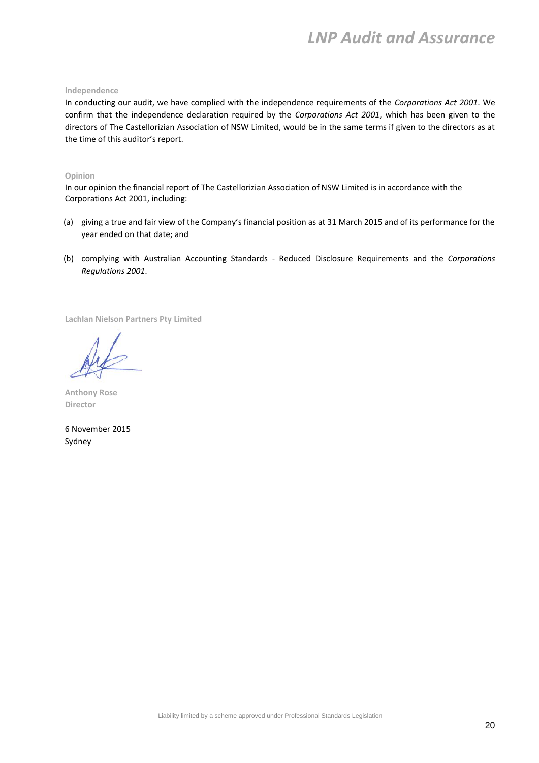#### Independence

In conducting our audit, we have complied with the independence requirements of the *Corporations Act 2001*. We confirm that the independence declaration required by the *Corporations Act 2001*, which has been given to the directors of The Castellorizian Association of NSW Limited, would be in the same terms if given to the directors as at the time of this auditor's report.

#### Opinion

In our opinion the financial report of The Castellorizian Association of NSW Limited is in accordance with the Corporations Act 2001, including:

(a) giving a true and fair view of the Company's financial position as at 31 March 2015 and of its performance for the year ended on that date; and

(b) complying with Australian Accounting Standards - Reduced Disclosure Requirements and the *Corporations Regulations 2001*.

**Lachlan Nielson Partners Pty Limited**

**Anthony Rose**
**Director**

6 November 2015
Sydney

Liability limited by a scheme approved under Professional Standards Legislation